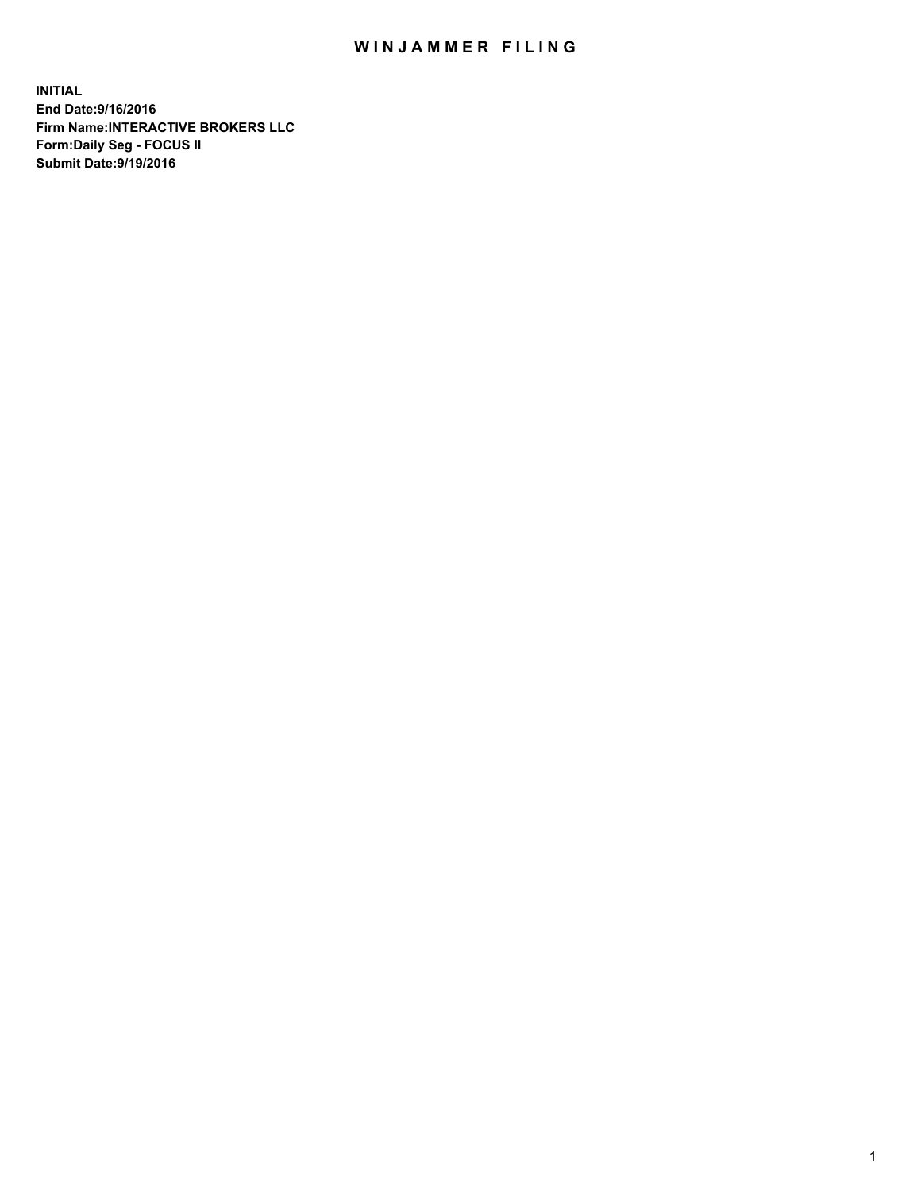# WINJAMMER FILING

**INITIAL**
**End Date:9/16/2016**
**Firm Name:INTERACTIVE BROKERS LLC**
**Form:Daily Seg - FOCUS II**
**Submit Date:9/19/2016**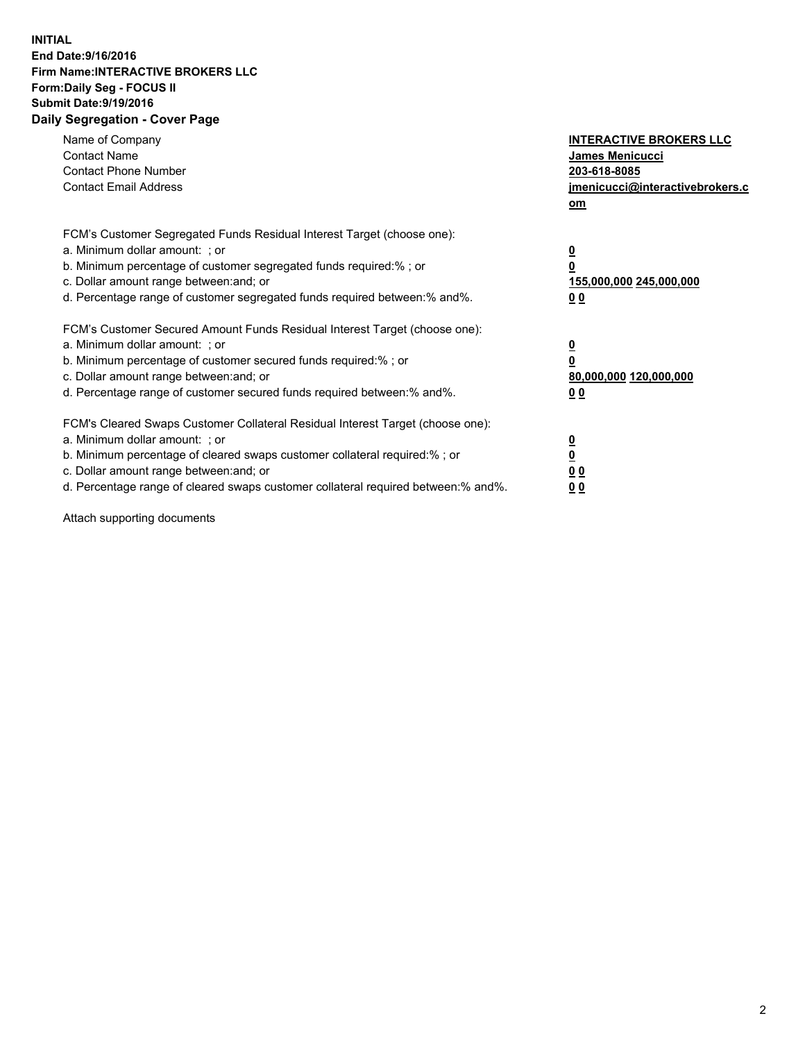**INITIAL**
**End Date:9/16/2016**
**Firm Name:INTERACTIVE BROKERS LLC**
**Form:Daily Seg - FOCUS II**
**Submit Date:9/19/2016**
**Daily Segregation - Cover Page**

| | |
|---|---|
| Name of Company | **INTERACTIVE BROKERS LLC** |
| Contact Name | **James Menicucci** |
| Contact Phone Number | **203-618-8085** |
| Contact Email Address | **jmenicucci@interactivebrokers.com** |

FCM's Customer Segregated Funds Residual Interest Target (choose one):

| | |
|---|---|
| a. Minimum dollar amount: ; or | **0** |
| b. Minimum percentage of customer segregated funds required:% ; or | **0** |
| c. Dollar amount range between:and; or | **155,000,000 245,000,000** |
| d. Percentage range of customer segregated funds required between:% and%. | **0 0** |

FCM's Customer Secured Amount Funds Residual Interest Target (choose one):

| | |
|---|---|
| a. Minimum dollar amount: ; or | **0** |
| b. Minimum percentage of customer secured funds required:% ; or | **0** |
| c. Dollar amount range between:and; or | **80,000,000 120,000,000** |
| d. Percentage range of customer secured funds required between:% and%. | **0 0** |

FCM's Cleared Swaps Customer Collateral Residual Interest Target (choose one):

| | |
|---|---|
| a. Minimum dollar amount: ; or | **0** |
| b. Minimum percentage of cleared swaps customer collateral required:% ; or | **0** |
| c. Dollar amount range between:and; or | **0 0** |
| d. Percentage range of cleared swaps customer collateral required between:% and%. | **0 0** |

Attach supporting documents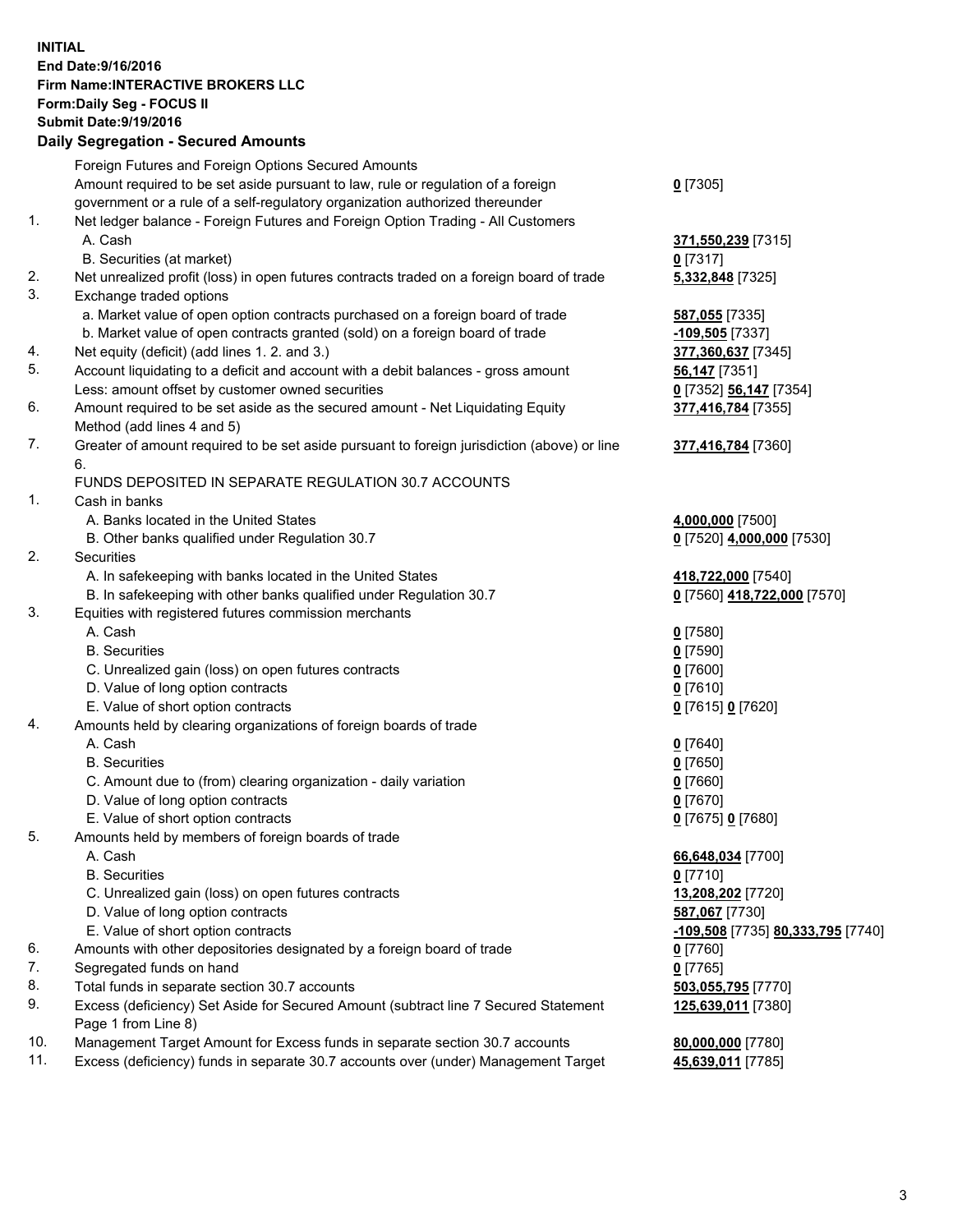**INITIAL**
**End Date:9/16/2016**
**Firm Name:INTERACTIVE BROKERS LLC**
**Form:Daily Seg - FOCUS II**
**Submit Date:9/19/2016**

## Daily Segregation - Secured Amounts

| | | |
|---|---|---|
| | Foreign Futures and Foreign Options Secured Amounts | |
| | Amount required to be set aside pursuant to law, rule or regulation of a foreign government or a rule of a self-regulatory organization authorized thereunder | **0** [7305] |
| 1. | Net ledger balance - Foreign Futures and Foreign Option Trading - All Customers | |
| | A. Cash | **371,550,239** [7315] |
| | B. Securities (at market) | **0** [7317] |
| 2. | Net unrealized profit (loss) in open futures contracts traded on a foreign board of trade | **5,332,848** [7325] |
| 3. | Exchange traded options | |
| | a. Market value of open option contracts purchased on a foreign board of trade | **587,055** [7335] |
| | b. Market value of open contracts granted (sold) on a foreign board of trade | **-109,505** [7337] |
| 4. | Net equity (deficit) (add lines 1. 2. and 3.) | **377,360,637** [7345] |
| 5. | Account liquidating to a deficit and account with a debit balances - gross amount | **56,147** [7351] |
| | Less: amount offset by customer owned securities | **0** [7352] **56,147** [7354] |
| 6. | Amount required to be set aside as the secured amount - Net Liquidating Equity Method (add lines 4 and 5) | **377,416,784** [7355] |
| 7. | Greater of amount required to be set aside pursuant to foreign jurisdiction (above) or line 6. | **377,416,784** [7360] |
| | FUNDS DEPOSITED IN SEPARATE REGULATION 30.7 ACCOUNTS | |
| 1. | Cash in banks | |
| | A. Banks located in the United States | **4,000,000** [7500] |
| | B. Other banks qualified under Regulation 30.7 | **0** [7520] **4,000,000** [7530] |
| 2. | Securities | |
| | A. In safekeeping with banks located in the United States | **418,722,000** [7540] |
| | B. In safekeeping with other banks qualified under Regulation 30.7 | **0** [7560] **418,722,000** [7570] |
| 3. | Equities with registered futures commission merchants | |
| | A. Cash | **0** [7580] |
| | B. Securities | **0** [7590] |
| | C. Unrealized gain (loss) on open futures contracts | **0** [7600] |
| | D. Value of long option contracts | **0** [7610] |
| | E. Value of short option contracts | **0** [7615] **0** [7620] |
| 4. | Amounts held by clearing organizations of foreign boards of trade | |
| | A. Cash | **0** [7640] |
| | B. Securities | **0** [7650] |
| | C. Amount due to (from) clearing organization - daily variation | **0** [7660] |
| | D. Value of long option contracts | **0** [7670] |
| | E. Value of short option contracts | **0** [7675] **0** [7680] |
| 5. | Amounts held by members of foreign boards of trade | |
| | A. Cash | **66,648,034** [7700] |
| | B. Securities | **0** [7710] |
| | C. Unrealized gain (loss) on open futures contracts | **13,208,202** [7720] |
| | D. Value of long option contracts | **587,067** [7730] |
| | E. Value of short option contracts | **-109,508** [7735] **80,333,795** [7740] |
| 6. | Amounts with other depositories designated by a foreign board of trade | **0** [7760] |
| 7. | Segregated funds on hand | **0** [7765] |
| 8. | Total funds in separate section 30.7 accounts | **503,055,795** [7770] |
| 9. | Excess (deficiency) Set Aside for Secured Amount (subtract line 7 Secured Statement Page 1 from Line 8) | **125,639,011** [7380] |
| 10. | Management Target Amount for Excess funds in separate section 30.7 accounts | **80,000,000** [7780] |
| 11. | Excess (deficiency) funds in separate 30.7 accounts over (under) Management Target | **45,639,011** [7785] |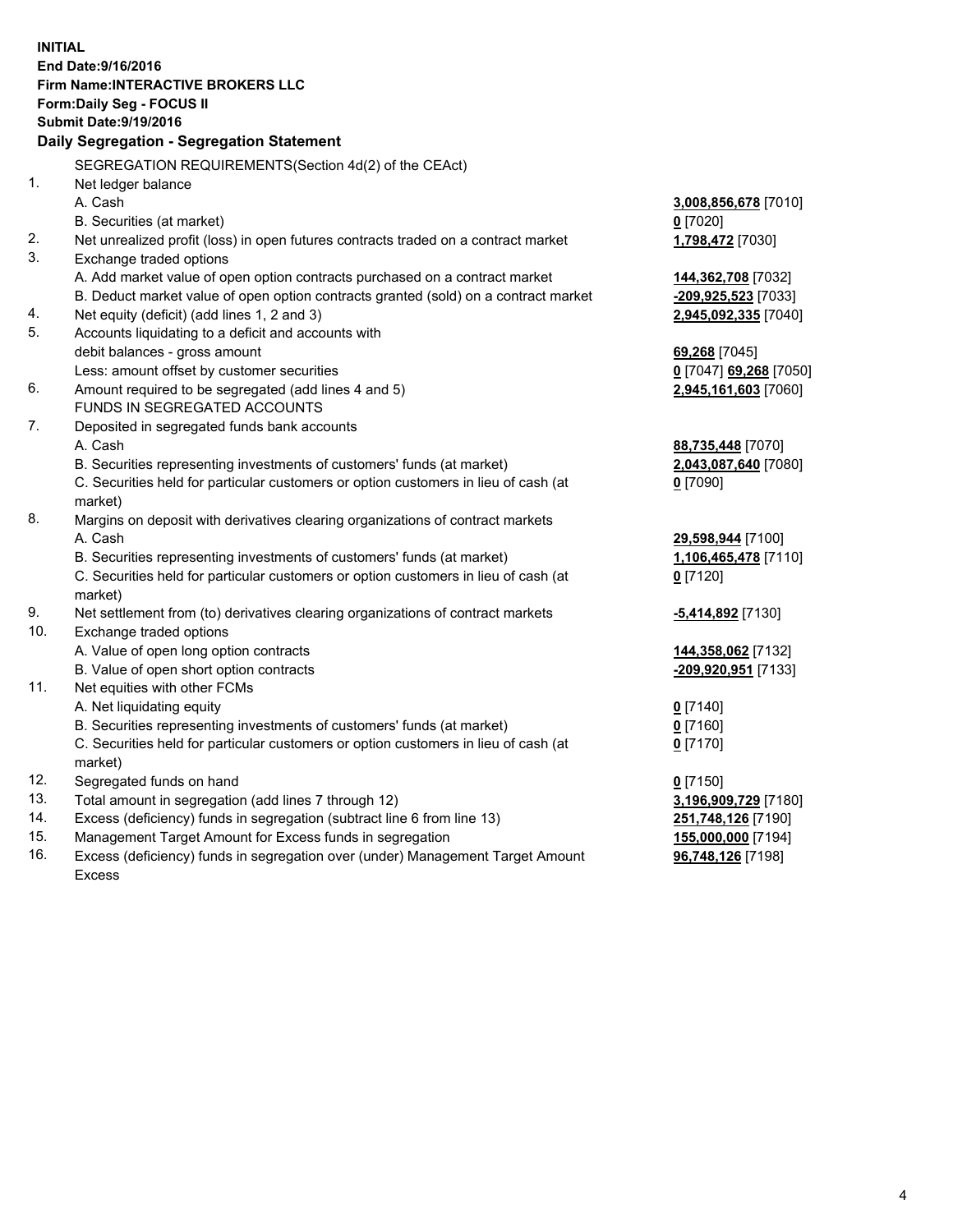**INITIAL**
**End Date:9/16/2016**
**Firm Name:INTERACTIVE BROKERS LLC**
**Form:Daily Seg - FOCUS II**
**Submit Date:9/19/2016**

**Daily Segregation - Segregation Statement**

SEGREGATION REQUIREMENTS(Section 4d(2) of the CEAct)

| | | |
|---|---|---|
| 1. | Net ledger balance | |
| | A. Cash | **3,008,856,678** [7010] |
| | B. Securities (at market) | **0** [7020] |
| 2. | Net unrealized profit (loss) in open futures contracts traded on a contract market | **1,798,472** [7030] |
| 3. | Exchange traded options | |
| | A. Add market value of open option contracts purchased on a contract market | **144,362,708** [7032] |
| | B. Deduct market value of open option contracts granted (sold) on a contract market | **-209,925,523** [7033] |
| 4. | Net equity (deficit) (add lines 1, 2 and 3) | **2,945,092,335** [7040] |
| 5. | Accounts liquidating to a deficit and accounts with debit balances - gross amount | **69,268** [7045] |
| | Less: amount offset by customer securities | **0** [7047] **69,268** [7050] |
| 6. | Amount required to be segregated (add lines 4 and 5) | **2,945,161,603** [7060] |
| | FUNDS IN SEGREGATED ACCOUNTS | |
| 7. | Deposited in segregated funds bank accounts | |
| | A. Cash | **88,735,448** [7070] |
| | B. Securities representing investments of customers' funds (at market) | **2,043,087,640** [7080] |
| | C. Securities held for particular customers or option customers in lieu of cash (at market) | **0** [7090] |
| 8. | Margins on deposit with derivatives clearing organizations of contract markets | |
| | A. Cash | **29,598,944** [7100] |
| | B. Securities representing investments of customers' funds (at market) | **1,106,465,478** [7110] |
| | C. Securities held for particular customers or option customers in lieu of cash (at market) | **0** [7120] |
| 9. | Net settlement from (to) derivatives clearing organizations of contract markets | **-5,414,892** [7130] |
| 10. | Exchange traded options | |
| | A. Value of open long option contracts | **144,358,062** [7132] |
| | B. Value of open short option contracts | **-209,920,951** [7133] |
| 11. | Net equities with other FCMs | |
| | A. Net liquidating equity | **0** [7140] |
| | B. Securities representing investments of customers' funds (at market) | **0** [7160] |
| | C. Securities held for particular customers or option customers in lieu of cash (at market) | **0** [7170] |
| 12. | Segregated funds on hand | **0** [7150] |
| 13. | Total amount in segregation (add lines 7 through 12) | **3,196,909,729** [7180] |
| 14. | Excess (deficiency) funds in segregation (subtract line 6 from line 13) | **251,748,126** [7190] |
| 15. | Management Target Amount for Excess funds in segregation | **155,000,000** [7194] |
| 16. | Excess (deficiency) funds in segregation over (under) Management Target Amount Excess | **96,748,126** [7198] |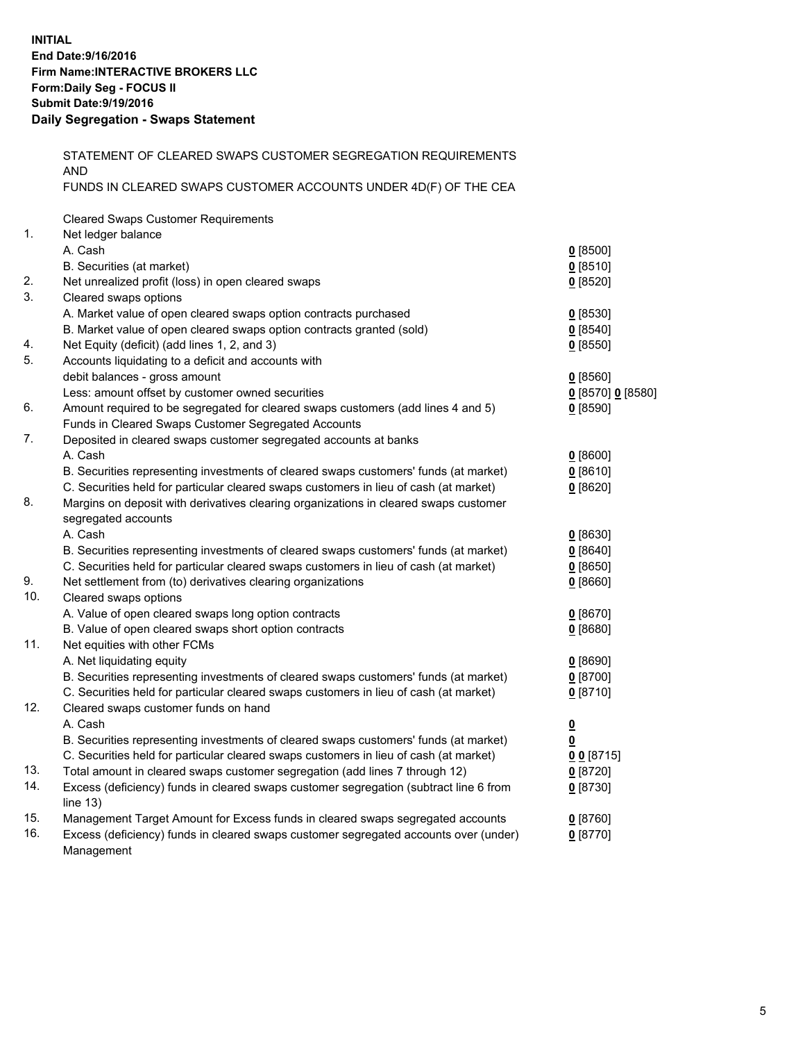**INITIAL**
**End Date:9/16/2016**
**Firm Name:INTERACTIVE BROKERS LLC**
**Form:Daily Seg - FOCUS II**
**Submit Date:9/19/2016**
**Daily Segregation - Swaps Statement**

STATEMENT OF CLEARED SWAPS CUSTOMER SEGREGATION REQUIREMENTS AND FUNDS IN CLEARED SWAPS CUSTOMER ACCOUNTS UNDER 4D(F) OF THE CEA

| | | |
|---|---|---|
| | Cleared Swaps Customer Requirements | |
| 1. | Net ledger balance | |
| | A. Cash | 0 [8500] |
| | B. Securities (at market) | 0 [8510] |
| 2. | Net unrealized profit (loss) in open cleared swaps | 0 [8520] |
| 3. | Cleared swaps options | |
| | A. Market value of open cleared swaps option contracts purchased | 0 [8530] |
| | B. Market value of open cleared swaps option contracts granted (sold) | 0 [8540] |
| 4. | Net Equity (deficit) (add lines 1, 2, and 3) | 0 [8550] |
| 5. | Accounts liquidating to a deficit and accounts with debit balances - gross amount | 0 [8560] |
| | Less: amount offset by customer owned securities | 0 [8570] 0 [8580] |
| 6. | Amount required to be segregated for cleared swaps customers (add lines 4 and 5) | 0 [8590] |
| | Funds in Cleared Swaps Customer Segregated Accounts | |
| 7. | Deposited in cleared swaps customer segregated accounts at banks | |
| | A. Cash | 0 [8600] |
| | B. Securities representing investments of cleared swaps customers' funds (at market) | 0 [8610] |
| | C. Securities held for particular cleared swaps customers in lieu of cash (at market) | 0 [8620] |
| 8. | Margins on deposit with derivatives clearing organizations in cleared swaps customer segregated accounts | |
| | A. Cash | 0 [8630] |
| | B. Securities representing investments of cleared swaps customers' funds (at market) | 0 [8640] |
| | C. Securities held for particular cleared swaps customers in lieu of cash (at market) | 0 [8650] |
| 9. | Net settlement from (to) derivatives clearing organizations | 0 [8660] |
| 10. | Cleared swaps options | |
| | A. Value of open cleared swaps long option contracts | 0 [8670] |
| | B. Value of open cleared swaps short option contracts | 0 [8680] |
| 11. | Net equities with other FCMs | |
| | A. Net liquidating equity | 0 [8690] |
| | B. Securities representing investments of cleared swaps customers' funds (at market) | 0 [8700] |
| | C. Securities held for particular cleared swaps customers in lieu of cash (at market) | 0 [8710] |
| 12. | Cleared swaps customer funds on hand | |
| | A. Cash | 0 |
| | B. Securities representing investments of cleared swaps customers' funds (at market) | 0 |
| | C. Securities held for particular cleared swaps customers in lieu of cash (at market) | 0 0 [8715] |
| 13. | Total amount in cleared swaps customer segregation (add lines 7 through 12) | 0 [8720] |
| 14. | Excess (deficiency) funds in cleared swaps customer segregation (subtract line 6 from line 13) | 0 [8730] |
| 15. | Management Target Amount for Excess funds in cleared swaps segregated accounts | 0 [8760] |
| 16. | Excess (deficiency) funds in cleared swaps customer segregated accounts over (under) Management | 0 [8770] |